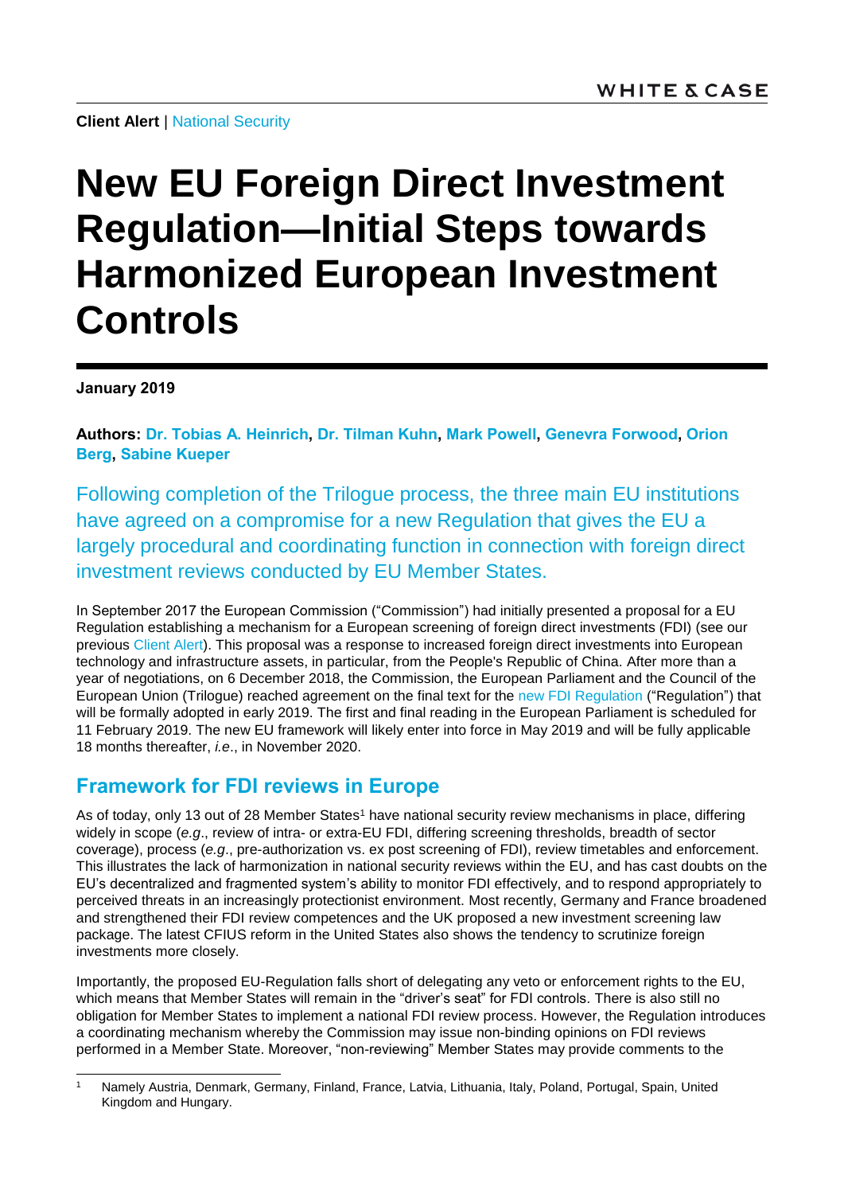**Client Alert** | National Security

# New EU Foreign Direct Investment Regulation—Initial Steps towards Harmonized European Investment Controls

**January 2019**

**Authors: Dr. Tobias A. Heinrich, Dr. Tilman Kuhn, Mark Powell, Genevra Forwood, Orion Berg, Sabine Kueper**

Following completion of the Trilogue process, the three main EU institutions have agreed on a compromise for a new Regulation that gives the EU a largely procedural and coordinating function in connection with foreign direct investment reviews conducted by EU Member States.

In September 2017 the European Commission ("Commission") had initially presented a proposal for a EU Regulation establishing a mechanism for a European screening of foreign direct investments (FDI) (see our previous Client Alert). This proposal was a response to increased foreign direct investments into European technology and infrastructure assets, in particular, from the People's Republic of China. After more than a year of negotiations, on 6 December 2018, the Commission, the European Parliament and the Council of the European Union (Trilogue) reached agreement on the final text for the new FDI Regulation ("Regulation") that will be formally adopted in early 2019. The first and final reading in the European Parliament is scheduled for 11 February 2019. The new EU framework will likely enter into force in May 2019 and will be fully applicable 18 months thereafter, *i.e*., in November 2020.

## Framework for FDI reviews in Europe

As of today, only 13 out of 28 Member States[1] have national security review mechanisms in place, differing widely in scope (*e.g*., review of intra- or extra-EU FDI, differing screening thresholds, breadth of sector coverage), process (*e.g*., pre-authorization vs. ex post screening of FDI), review timetables and enforcement. This illustrates the lack of harmonization in national security reviews within the EU, and has cast doubts on the EU's decentralized and fragmented system's ability to monitor FDI effectively, and to respond appropriately to perceived threats in an increasingly protectionist environment. Most recently, Germany and France broadened and strengthened their FDI review competences and the UK proposed a new investment screening law package. The latest CFIUS reform in the United States also shows the tendency to scrutinize foreign investments more closely.

Importantly, the proposed EU-Regulation falls short of delegating any veto or enforcement rights to the EU, which means that Member States will remain in the "driver's seat" for FDI controls. There is also still no obligation for Member States to implement a national FDI review process. However, the Regulation introduces a coordinating mechanism whereby the Commission may issue non-binding opinions on FDI reviews performed in a Member State. Moreover, "non-reviewing" Member States may provide comments to the

---

[1] Namely Austria, Denmark, Germany, Finland, France, Latvia, Lithuania, Italy, Poland, Portugal, Spain, United Kingdom and Hungary.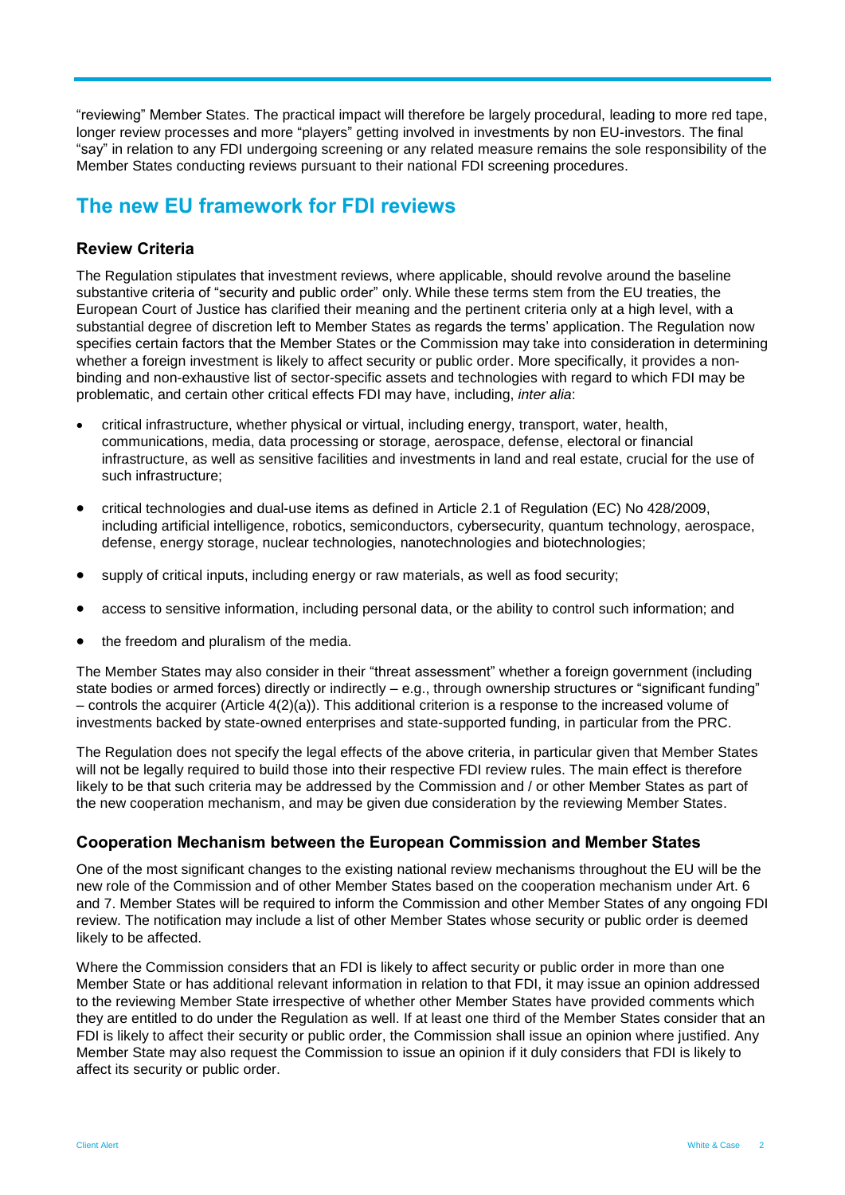"reviewing" Member States. The practical impact will therefore be largely procedural, leading to more red tape, longer review processes and more "players" getting involved in investments by non EU-investors. The final "say" in relation to any FDI undergoing screening or any related measure remains the sole responsibility of the Member States conducting reviews pursuant to their national FDI screening procedures.

## The new EU framework for FDI reviews

### Review Criteria

The Regulation stipulates that investment reviews, where applicable, should revolve around the baseline substantive criteria of "security and public order" only. While these terms stem from the EU treaties, the European Court of Justice has clarified their meaning and the pertinent criteria only at a high level, with a substantial degree of discretion left to Member States as regards the terms' application. The Regulation now specifies certain factors that the Member States or the Commission may take into consideration in determining whether a foreign investment is likely to affect security or public order. More specifically, it provides a non-binding and non-exhaustive list of sector-specific assets and technologies with regard to which FDI may be problematic, and certain other critical effects FDI may have, including, *inter alia*:

- critical infrastructure, whether physical or virtual, including energy, transport, water, health, communications, media, data processing or storage, aerospace, defense, electoral or financial infrastructure, as well as sensitive facilities and investments in land and real estate, crucial for the use of such infrastructure;
- critical technologies and dual-use items as defined in Article 2.1 of Regulation (EC) No 428/2009, including artificial intelligence, robotics, semiconductors, cybersecurity, quantum technology, aerospace, defense, energy storage, nuclear technologies, nanotechnologies and biotechnologies;
- supply of critical inputs, including energy or raw materials, as well as food security;
- access to sensitive information, including personal data, or the ability to control such information; and
- the freedom and pluralism of the media.

The Member States may also consider in their "threat assessment" whether a foreign government (including state bodies or armed forces) directly or indirectly – e.g., through ownership structures or "significant funding" – controls the acquirer (Article 4(2)(a)). This additional criterion is a response to the increased volume of investments backed by state-owned enterprises and state-supported funding, in particular from the PRC.

The Regulation does not specify the legal effects of the above criteria, in particular given that Member States will not be legally required to build those into their respective FDI review rules. The main effect is therefore likely to be that such criteria may be addressed by the Commission and / or other Member States as part of the new cooperation mechanism, and may be given due consideration by the reviewing Member States.

### Cooperation Mechanism between the European Commission and Member States

One of the most significant changes to the existing national review mechanisms throughout the EU will be the new role of the Commission and of other Member States based on the cooperation mechanism under Art. 6 and 7. Member States will be required to inform the Commission and other Member States of any ongoing FDI review. The notification may include a list of other Member States whose security or public order is deemed likely to be affected.

Where the Commission considers that an FDI is likely to affect security or public order in more than one Member State or has additional relevant information in relation to that FDI, it may issue an opinion addressed to the reviewing Member State irrespective of whether other Member States have provided comments which they are entitled to do under the Regulation as well. If at least one third of the Member States consider that an FDI is likely to affect their security or public order, the Commission shall issue an opinion where justified. Any Member State may also request the Commission to issue an opinion if it duly considers that FDI is likely to affect its security or public order.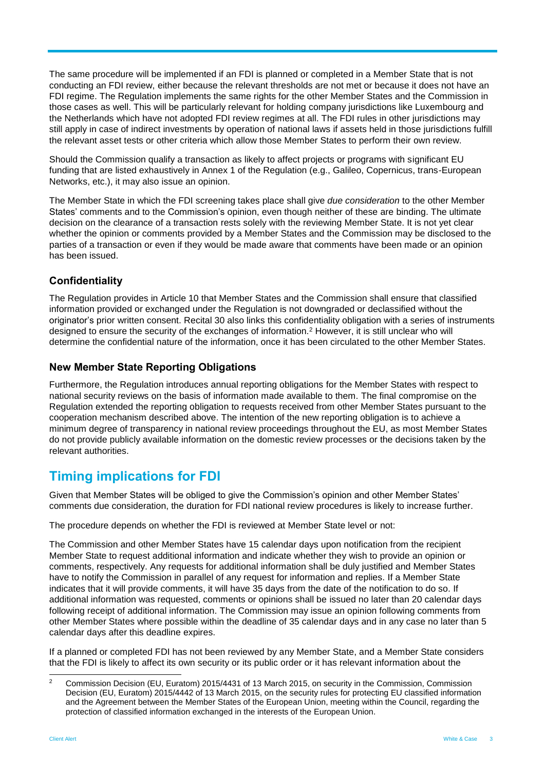The same procedure will be implemented if an FDI is planned or completed in a Member State that is not conducting an FDI review, either because the relevant thresholds are not met or because it does not have an FDI regime. The Regulation implements the same rights for the other Member States and the Commission in those cases as well. This will be particularly relevant for holding company jurisdictions like Luxembourg and the Netherlands which have not adopted FDI review regimes at all. The FDI rules in other jurisdictions may still apply in case of indirect investments by operation of national laws if assets held in those jurisdictions fulfill the relevant asset tests or other criteria which allow those Member States to perform their own review.

Should the Commission qualify a transaction as likely to affect projects or programs with significant EU funding that are listed exhaustively in Annex 1 of the Regulation (e.g., Galileo, Copernicus, trans-European Networks, etc.), it may also issue an opinion.

The Member State in which the FDI screening takes place shall give *due consideration* to the other Member States' comments and to the Commission's opinion, even though neither of these are binding. The ultimate decision on the clearance of a transaction rests solely with the reviewing Member State. It is not yet clear whether the opinion or comments provided by a Member States and the Commission may be disclosed to the parties of a transaction or even if they would be made aware that comments have been made or an opinion has been issued.

### Confidentiality

The Regulation provides in Article 10 that Member States and the Commission shall ensure that classified information provided or exchanged under the Regulation is not downgraded or declassified without the originator's prior written consent. Recital 30 also links this confidentiality obligation with a series of instruments designed to ensure the security of the exchanges of information.[2] However, it is still unclear who will determine the confidential nature of the information, once it has been circulated to the other Member States.

### New Member State Reporting Obligations

Furthermore, the Regulation introduces annual reporting obligations for the Member States with respect to national security reviews on the basis of information made available to them. The final compromise on the Regulation extended the reporting obligation to requests received from other Member States pursuant to the cooperation mechanism described above. The intention of the new reporting obligation is to achieve a minimum degree of transparency in national review proceedings throughout the EU, as most Member States do not provide publicly available information on the domestic review processes or the decisions taken by the relevant authorities.

## Timing implications for FDI

Given that Member States will be obliged to give the Commission's opinion and other Member States' comments due consideration, the duration for FDI national review procedures is likely to increase further.

The procedure depends on whether the FDI is reviewed at Member State level or not:

The Commission and other Member States have 15 calendar days upon notification from the recipient Member State to request additional information and indicate whether they wish to provide an opinion or comments, respectively. Any requests for additional information shall be duly justified and Member States have to notify the Commission in parallel of any request for information and replies. If a Member State indicates that it will provide comments, it will have 35 days from the date of the notification to do so. If additional information was requested, comments or opinions shall be issued no later than 20 calendar days following receipt of additional information. The Commission may issue an opinion following comments from other Member States where possible within the deadline of 35 calendar days and in any case no later than 5 calendar days after this deadline expires.

If a planned or completed FDI has not been reviewed by any Member State, and a Member State considers that the FDI is likely to affect its own security or its public order or it has relevant information about the

[2] Commission Decision (EU, Euratom) 2015/4431 of 13 March 2015, on security in the Commission, Commission Decision (EU, Euratom) 2015/4442 of 13 March 2015, on the security rules for protecting EU classified information and the Agreement between the Member States of the European Union, meeting within the Council, regarding the protection of classified information exchanged in the interests of the European Union.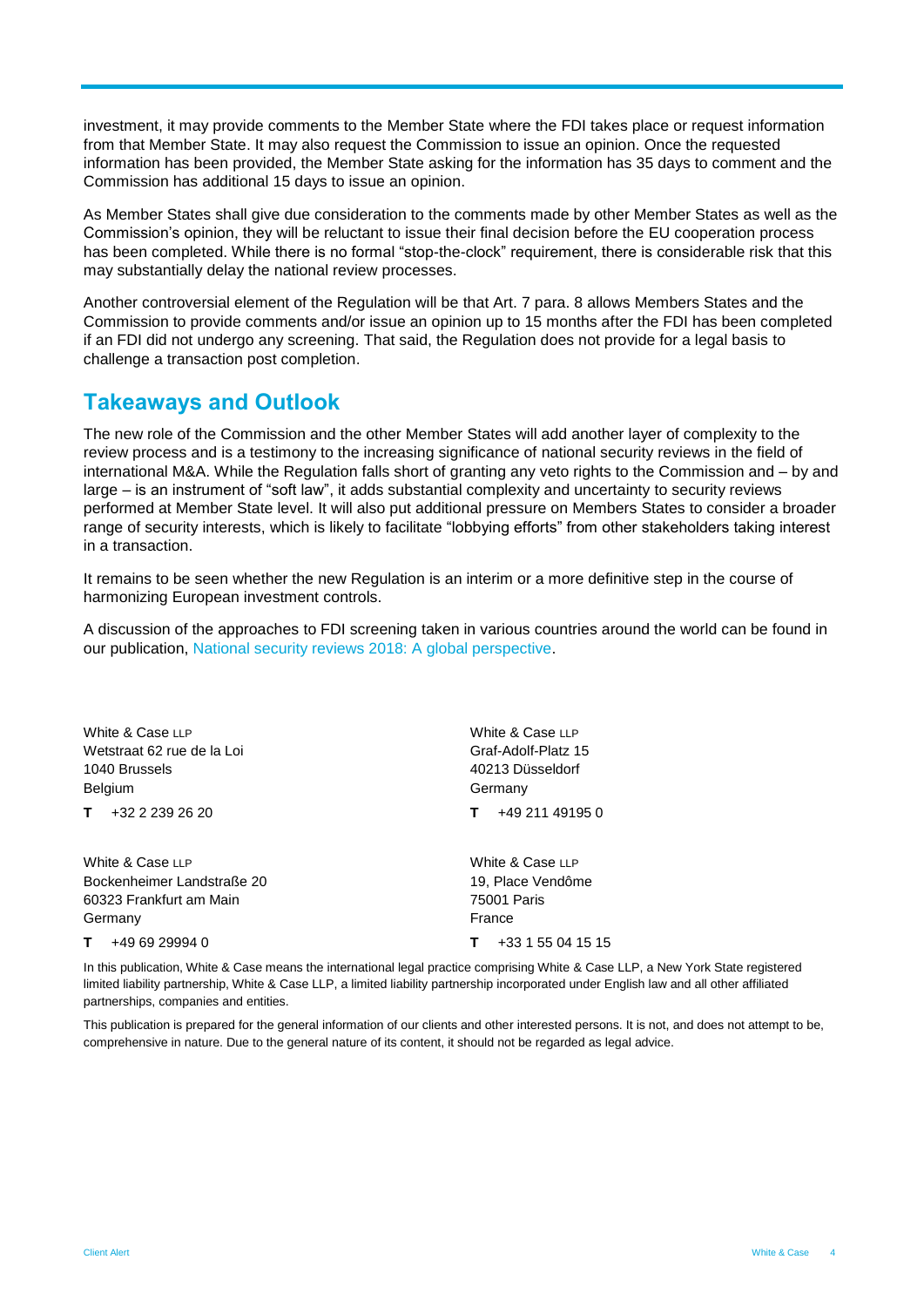investment, it may provide comments to the Member State where the FDI takes place or request information from that Member State. It may also request the Commission to issue an opinion. Once the requested information has been provided, the Member State asking for the information has 35 days to comment and the Commission has additional 15 days to issue an opinion.

As Member States shall give due consideration to the comments made by other Member States as well as the Commission's opinion, they will be reluctant to issue their final decision before the EU cooperation process has been completed. While there is no formal "stop-the-clock" requirement, there is considerable risk that this may substantially delay the national review processes.

Another controversial element of the Regulation will be that Art. 7 para. 8 allows Members States and the Commission to provide comments and/or issue an opinion up to 15 months after the FDI has been completed if an FDI did not undergo any screening. That said, the Regulation does not provide for a legal basis to challenge a transaction post completion.

## Takeaways and Outlook

The new role of the Commission and the other Member States will add another layer of complexity to the review process and is a testimony to the increasing significance of national security reviews in the field of international M&A. While the Regulation falls short of granting any veto rights to the Commission and – by and large – is an instrument of "soft law", it adds substantial complexity and uncertainty to security reviews performed at Member State level. It will also put additional pressure on Members States to consider a broader range of security interests, which is likely to facilitate "lobbying efforts" from other stakeholders taking interest in a transaction.

It remains to be seen whether the new Regulation is an interim or a more definitive step in the course of harmonizing European investment controls.

A discussion of the approaches to FDI screening taken in various countries around the world can be found in our publication, National security reviews 2018: A global perspective.

White & Case LLP
Wetstraat 62 rue de la Loi
1040 Brussels
Belgium

**T** +32 2 239 26 20

White & Case LLP
Graf-Adolf-Platz 15
40213 Düsseldorf
Germany

**T** +49 211 49195 0

White & Case LLP
Bockenheimer Landstraße 20
60323 Frankfurt am Main
Germany

**T** +49 69 29994 0

White & Case LLP
19, Place Vendôme
75001 Paris
France

**T** +33 1 55 04 15 15

In this publication, White & Case means the international legal practice comprising White & Case LLP, a New York State registered limited liability partnership, White & Case LLP, a limited liability partnership incorporated under English law and all other affiliated partnerships, companies and entities.

This publication is prepared for the general information of our clients and other interested persons. It is not, and does not attempt to be, comprehensive in nature. Due to the general nature of its content, it should not be regarded as legal advice.